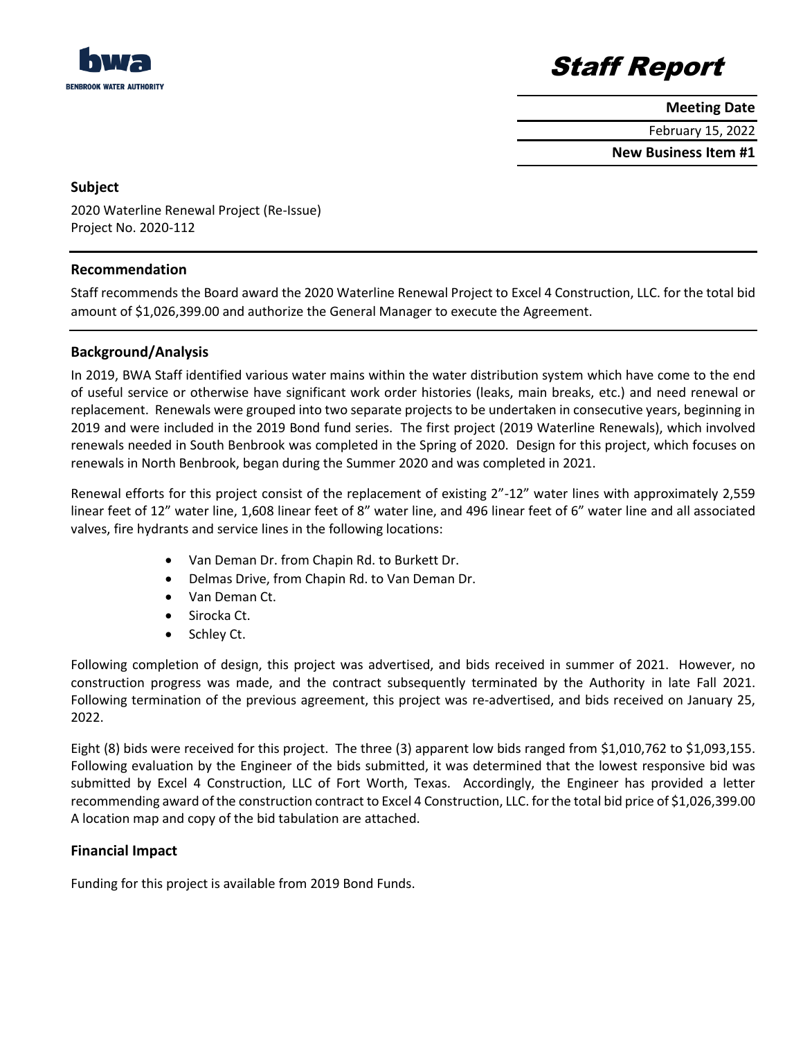**bwa**
BENBROOK WATER AUTHORITY

# Staff Report

| Meeting Date |
|---|
| February 15, 2022 |
| **New Business Item #1** |

## Subject

2020 Waterline Renewal Project (Re-Issue)
Project No. 2020-112

## Recommendation

Staff recommends the Board award the 2020 Waterline Renewal Project to Excel 4 Construction, LLC. for the total bid amount of $1,026,399.00 and authorize the General Manager to execute the Agreement.

## Background/Analysis

In 2019, BWA Staff identified various water mains within the water distribution system which have come to the end of useful service or otherwise have significant work order histories (leaks, main breaks, etc.) and need renewal or replacement. Renewals were grouped into two separate projects to be undertaken in consecutive years, beginning in 2019 and were included in the 2019 Bond fund series. The first project (2019 Waterline Renewals), which involved renewals needed in South Benbrook was completed in the Spring of 2020. Design for this project, which focuses on renewals in North Benbrook, began during the Summer 2020 and was completed in 2021.

Renewal efforts for this project consist of the replacement of existing 2"-12" water lines with approximately 2,559 linear feet of 12" water line, 1,608 linear feet of 8" water line, and 496 linear feet of 6" water line and all associated valves, fire hydrants and service lines in the following locations:

- Van Deman Dr. from Chapin Rd. to Burkett Dr.
- Delmas Drive, from Chapin Rd. to Van Deman Dr.
- Van Deman Ct.
- Sirocka Ct.
- Schley Ct.

Following completion of design, this project was advertised, and bids received in summer of 2021. However, no construction progress was made, and the contract subsequently terminated by the Authority in late Fall 2021. Following termination of the previous agreement, this project was re-advertised, and bids received on January 25, 2022.

Eight (8) bids were received for this project. The three (3) apparent low bids ranged from $1,010,762 to $1,093,155. Following evaluation by the Engineer of the bids submitted, it was determined that the lowest responsive bid was submitted by Excel 4 Construction, LLC of Fort Worth, Texas. Accordingly, the Engineer has provided a letter recommending award of the construction contract to Excel 4 Construction, LLC. for the total bid price of $1,026,399.00 A location map and copy of the bid tabulation are attached.

## Financial Impact

Funding for this project is available from 2019 Bond Funds.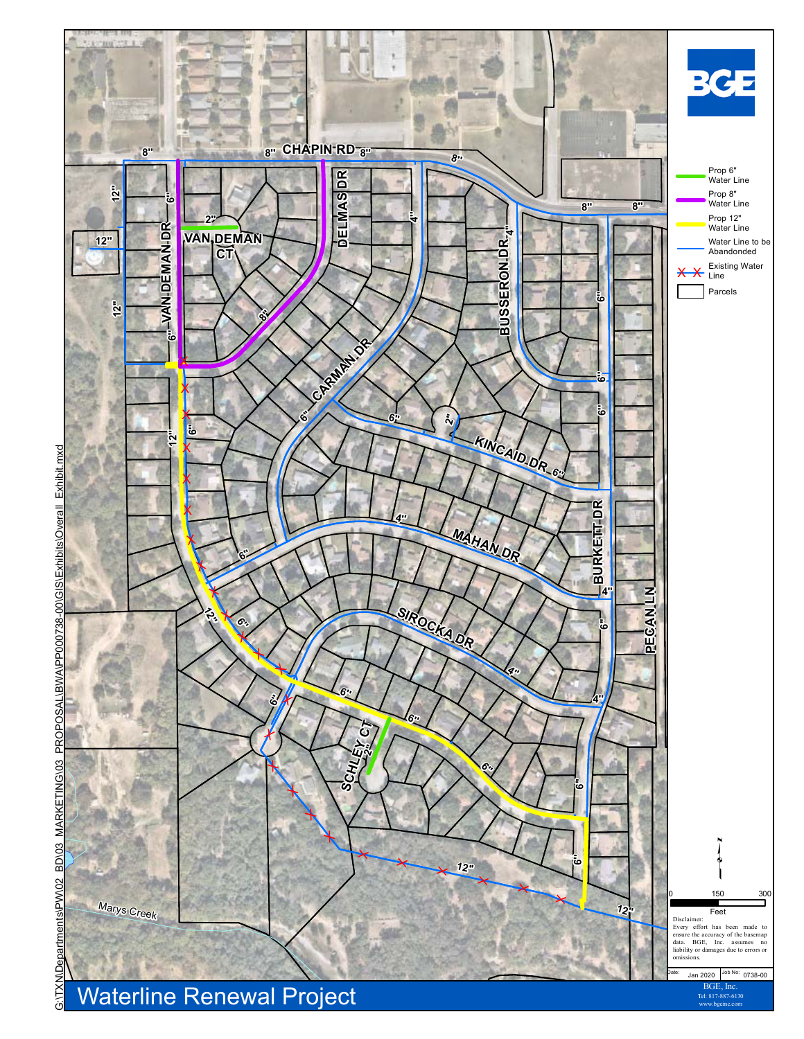# Waterline Renewal Project

**CHAPIN RD**

**VAN DEMAN DR**

**VAN DEMAN CT**

**DELMAS DR**

**BUSSERON DR**

**CARMAN DR**

**KINCAID DR**

**MAHAN DR**

**BURKETT DR**

**SIROCKA DR**

**PECAN LN**

**SCHLEY CT**

Marys Creek

8" 8" 8" 8" 8" 8" 12" 12" 12" 12" 6" 6" 2" 8" 4" 4" 6" 6" 6" 6" 2" 6" 4" 6" 4" 12" 6" 6" 6" 6" 6" 4" 6" 4" 2" 6" 6" 12" 12"

| Legend | |
|---|---|
| Prop 6" Water Line | |
| Prop 8" Water Line | |
| Prop 12" Water Line | |
| Water Line to be Abandonded | |
| Existing Water Line | |
| Parcels | |

0 150 300
Feet

Disclaimer:
Every effort has been made to ensure the accuracy of the basemap data. BGE, Inc. assumes no liability or damages due to errors or omissions.

Date: Jan 2020 | Job No: 0738-00

BGE, Inc.
Tel: 817-887-6130
www.bgeinc.com

G:\TX\Departments\PW\02_BD\03_MARKETING\03_PROPOSAL\BWAPP000738-00\GIS\Exhibits\Overall_Exhibit.mxd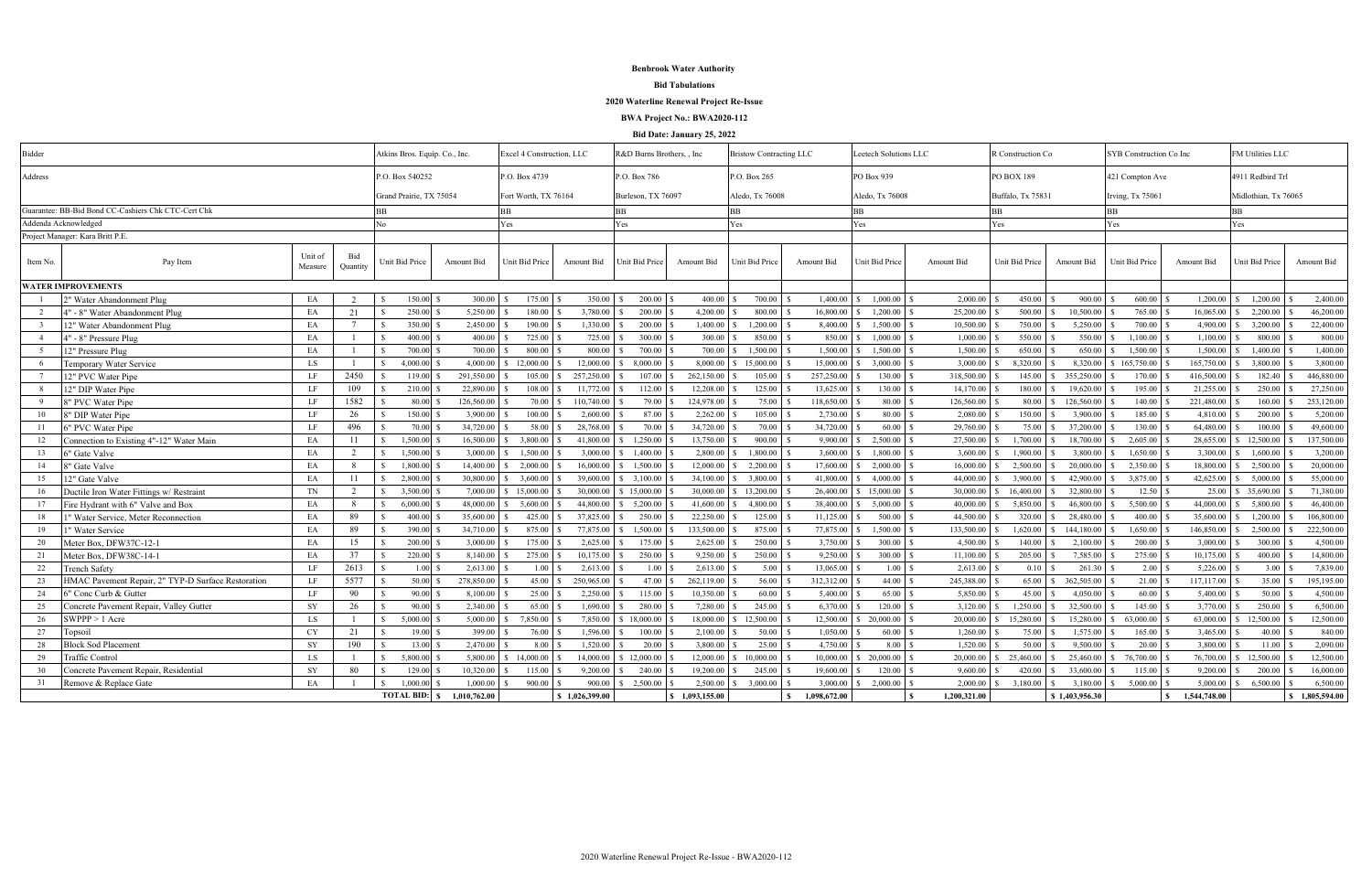**Benbrook Water Authority**

**Bid Tabulations**

**2020 Waterline Renewal Project Re-Issue**

**BWA Project No.: BWA2020-112**

**Bid Date: January 25, 2022**

| Bidder | | | | Atkins Bros. Equip. Co., Inc. | | Excel 4 Construction, LLC | | R&D Burns Brothers, , Inc | | Bristow Contracting LLC | | Leetech Solutions LLC | | R Construction Co | | SYB Construction Co Inc | | FM Utilities LLC | |
|---|---|---|---|---|---|---|---|---|---|---|---|---|---|---|---|---|---|---|---|
| Address | | | | P.O. Box 540252 | | P.O. Box 4739 | | P.O. Box 786 | | P.O. Box 265 | | PO Box 939 | | PO BOX 189 | | 421 Compton Ave | | 4911 Redbird Trl | |
| | | | | Grand Prairie, TX 75054 | | Fort Worth, TX 76164 | | Burleson, TX 76097 | | Aledo, Tx 76008 | | Aledo, Tx 76008 | | Buffalo, Tx 75831 | | Irving, Tx 75061 | | Midlothian, Tx 76065 | |
| Guarantee: BB-Bid Bond CC-Cashiers Chk CTC-Cert Chk | | | | BB | | BB | | BB | | BB | | BB | | BB | | BB | | BB | |
| Addenda Acknowledged | | | | No | | Yes | | Yes | | Yes | | Yes | | Yes | | Yes | | Yes | |
| Project Manager: Kara Britt P.E. | | | | | | | | | | | | | | | | | | | |
| Item No. | Pay Item | Unit of Measure | Bid Quantity | Unit Bid Price | Amount Bid | Unit Bid Price | Amount Bid | Unit Bid Price | Amount Bid | Unit Bid Price | Amount Bid | Unit Bid Price | Amount Bid | Unit Bid Price | Amount Bid | Unit Bid Price | Amount Bid | Unit Bid Price | Amount Bid |
| **WATER IMPROVEMENTS** | | | | | | | | | | | | | | | | | | | |
| 1 | 2" Water Abandonment Plug | EA | 2 | $ 150.00 | $ 300.00 | $ 175.00 | $ 350.00 | $ 200.00 | $ 400.00 | $ 700.00 | $ 1,400.00 | $ 1,000.00 | $ 2,000.00 | $ 450.00 | $ 900.00 | $ 600.00 | $ 1,200.00 | $ 1,200.00 | $ 2,400.00 |
| 2 | 4" - 8" Water Abandonment Plug | EA | 21 | $ 250.00 | $ 5,250.00 | $ 180.00 | $ 3,780.00 | $ 200.00 | $ 4,200.00 | $ 800.00 | $ 16,800.00 | $ 1,200.00 | $ 25,200.00 | $ 500.00 | $ 10,500.00 | $ 765.00 | $ 16,065.00 | $ 2,200.00 | $ 46,200.00 |
| 3 | 12" Water Abandonment Plug | EA | 7 | $ 350.00 | $ 2,450.00 | $ 190.00 | $ 1,330.00 | $ 200.00 | $ 1,400.00 | $ 1,200.00 | $ 8,400.00 | $ 1,500.00 | $ 10,500.00 | $ 750.00 | $ 5,250.00 | $ 700.00 | $ 4,900.00 | $ 3,200.00 | $ 22,400.00 |
| 4 | 4" - 8" Pressure Plug | EA | 1 | $ 400.00 | $ 400.00 | $ 725.00 | $ 725.00 | $ 300.00 | $ 300.00 | $ 850.00 | $ 850.00 | $ 1,000.00 | $ 1,000.00 | $ 550.00 | $ 550.00 | $ 1,100.00 | $ 1,100.00 | $ 800.00 | $ 800.00 |
| 5 | 12" Pressure Plug | EA | 1 | $ 700.00 | $ 700.00 | $ 800.00 | $ 800.00 | $ 700.00 | $ 700.00 | $ 1,500.00 | $ 1,500.00 | $ 1,500.00 | $ 1,500.00 | $ 650.00 | $ 650.00 | $ 1,500.00 | $ 1,500.00 | $ 1,400.00 | $ 1,400.00 |
| 6 | Temporary Water Service | LS | 1 | $ 4,000.00 | $ 4,000.00 | $ 12,000.00 | $ 12,000.00 | $ 8,000.00 | $ 8,000.00 | $ 15,000.00 | $ 15,000.00 | $ 3,000.00 | $ 3,000.00 | $ 8,320.00 | $ 8,320.00 | $ 165,750.00 | $ 165,750.00 | $ 3,800.00 | $ 3,800.00 |
| 7 | 12" PVC Water Pipe | LF | 2450 | $ 119.00 | $ 291,550.00 | $ 105.00 | $ 257,250.00 | $ 107.00 | $ 262,150.00 | $ 105.00 | $ 257,250.00 | $ 130.00 | $ 318,500.00 | $ 145.00 | $ 355,250.00 | $ 170.00 | $ 416,500.00 | $ 182.40 | $ 446,880.00 |
| 8 | 12" DIP Water Pipe | LF | 109 | $ 210.00 | $ 22,890.00 | $ 108.00 | $ 11,772.00 | $ 112.00 | $ 12,208.00 | $ 125.00 | $ 13,625.00 | $ 130.00 | $ 14,170.00 | $ 180.00 | $ 19,620.00 | $ 195.00 | $ 21,255.00 | $ 250.00 | $ 27,250.00 |
| 9 | 8" PVC Water Pipe | LF | 1582 | $ 80.00 | $ 126,560.00 | $ 70.00 | $ 110,740.00 | $ 79.00 | $ 124,978.00 | $ 75.00 | $ 118,650.00 | $ 80.00 | $ 126,560.00 | $ 80.00 | $ 126,560.00 | $ 140.00 | $ 221,480.00 | $ 160.00 | $ 253,120.00 |
| 10 | 8" DIP Water Pipe | LF | 26 | $ 150.00 | $ 3,900.00 | $ 100.00 | $ 2,600.00 | $ 87.00 | $ 2,262.00 | $ 105.00 | $ 2,730.00 | $ 80.00 | $ 2,080.00 | $ 150.00 | $ 3,900.00 | $ 185.00 | $ 4,810.00 | $ 200.00 | $ 5,200.00 |
| 11 | 6" PVC Water Pipe | LF | 496 | $ 70.00 | $ 34,720.00 | $ 58.00 | $ 28,768.00 | $ 70.00 | $ 34,720.00 | $ 70.00 | $ 34,720.00 | $ 60.00 | $ 29,760.00 | $ 75.00 | $ 37,200.00 | $ 130.00 | $ 64,480.00 | $ 100.00 | $ 49,600.00 |
| 12 | Connection to Existing 4"-12" Water Main | EA | 11 | $ 1,500.00 | $ 16,500.00 | $ 3,800.00 | $ 41,800.00 | $ 1,250.00 | $ 13,750.00 | $ 900.00 | $ 9,900.00 | $ 2,500.00 | $ 27,500.00 | $ 1,700.00 | $ 18,700.00 | $ 2,605.00 | $ 28,655.00 | $ 12,500.00 | $ 137,500.00 |
| 13 | 6" Gate Valve | EA | 2 | $ 1,500.00 | $ 3,000.00 | $ 1,500.00 | $ 3,000.00 | $ 1,400.00 | $ 2,800.00 | $ 1,800.00 | $ 3,600.00 | $ 1,800.00 | $ 3,600.00 | $ 1,900.00 | $ 3,800.00 | $ 1,650.00 | $ 3,300.00 | $ 1,600.00 | $ 3,200.00 |
| 14 | 8" Gate Valve | EA | 8 | $ 1,800.00 | $ 14,400.00 | $ 2,000.00 | $ 16,000.00 | $ 1,500.00 | $ 12,000.00 | $ 2,200.00 | $ 17,600.00 | $ 2,000.00 | $ 16,000.00 | $ 2,500.00 | $ 20,000.00 | $ 2,350.00 | $ 18,800.00 | $ 2,500.00 | $ 20,000.00 |
| 15 | 12" Gate Valve | EA | 11 | $ 2,800.00 | $ 30,800.00 | $ 3,600.00 | $ 39,600.00 | $ 3,100.00 | $ 34,100.00 | $ 3,800.00 | $ 41,800.00 | $ 4,000.00 | $ 44,000.00 | $ 3,900.00 | $ 42,900.00 | $ 3,875.00 | $ 42,625.00 | $ 5,000.00 | $ 55,000.00 |
| 16 | Ductile Iron Water Fittings w/ Restraint | TN | 2 | $ 3,500.00 | $ 7,000.00 | $ 15,000.00 | $ 30,000.00 | $ 15,000.00 | $ 30,000.00 | $ 13,200.00 | $ 26,400.00 | $ 15,000.00 | $ 30,000.00 | $ 16,400.00 | $ 32,800.00 | $ 12.50 | $ 25.00 | $ 35,690.00 | $ 71,380.00 |
| 17 | Fire Hydrant with 6" Valve and Box | EA | 8 | $ 6,000.00 | $ 48,000.00 | $ 5,600.00 | $ 44,800.00 | $ 5,200.00 | $ 41,600.00 | $ 4,800.00 | $ 38,400.00 | $ 5,000.00 | $ 40,000.00 | $ 5,850.00 | $ 46,800.00 | $ 5,500.00 | $ 44,000.00 | $ 5,800.00 | $ 46,400.00 |
| 18 | 1" Water Service, Meter Reconnection | EA | 89 | $ 400.00 | $ 35,600.00 | $ 425.00 | $ 37,825.00 | $ 250.00 | $ 22,250.00 | $ 125.00 | $ 11,125.00 | $ 500.00 | $ 44,500.00 | $ 320.00 | $ 28,480.00 | $ 400.00 | $ 35,600.00 | $ 1,200.00 | $ 106,800.00 |
| 19 | 1" Water Service | EA | 89 | $ 390.00 | $ 34,710.00 | $ 875.00 | $ 77,875.00 | $ 1,500.00 | $ 133,500.00 | $ 875.00 | $ 77,875.00 | $ 1,500.00 | $ 133,500.00 | $ 1,620.00 | $ 144,180.00 | $ 1,650.00 | $ 146,850.00 | $ 2,500.00 | $ 222,500.00 |
| 20 | Meter Box, DFW37C-12-1 | EA | 15 | $ 200.00 | $ 3,000.00 | $ 175.00 | $ 2,625.00 | $ 175.00 | $ 2,625.00 | $ 250.00 | $ 3,750.00 | $ 300.00 | $ 4,500.00 | $ 140.00 | $ 2,100.00 | $ 200.00 | $ 3,000.00 | $ 300.00 | $ 4,500.00 |
| 21 | Meter Box, DFW38C-14-1 | EA | 37 | $ 220.00 | $ 8,140.00 | $ 275.00 | $ 10,175.00 | $ 250.00 | $ 9,250.00 | $ 250.00 | $ 9,250.00 | $ 300.00 | $ 11,100.00 | $ 205.00 | $ 7,585.00 | $ 275.00 | $ 10,175.00 | $ 400.00 | $ 14,800.00 |
| 22 | Trench Safety | LF | 2613 | $ 1.00 | $ 2,613.00 | $ 1.00 | $ 2,613.00 | $ 1.00 | $ 2,613.00 | $ 5.00 | $ 13,065.00 | $ 1.00 | $ 2,613.00 | $ 0.10 | $ 261.30 | $ 2.00 | $ 5,226.00 | $ 3.00 | $ 7,839.00 |
| 23 | HMAC Pavement Repair, 2" TYP-D Surface Restoration | LF | 5577 | $ 50.00 | $ 278,850.00 | $ 45.00 | $ 250,965.00 | $ 47.00 | $ 262,119.00 | $ 56.00 | $ 312,312.00 | $ 44.00 | $ 245,388.00 | $ 65.00 | $ 362,505.00 | $ 21.00 | $ 117,117.00 | $ 35.00 | $ 195,195.00 |
| 24 | 6" Conc Curb & Gutter | LF | 90 | $ 90.00 | $ 8,100.00 | $ 25.00 | $ 2,250.00 | $ 115.00 | $ 10,350.00 | $ 60.00 | $ 5,400.00 | $ 65.00 | $ 5,850.00 | $ 45.00 | $ 4,050.00 | $ 60.00 | $ 5,400.00 | $ 50.00 | $ 4,500.00 |
| 25 | Concrete Pavement Repair, Valley Gutter | SY | 26 | $ 90.00 | $ 2,340.00 | $ 65.00 | $ 1,690.00 | $ 280.00 | $ 7,280.00 | $ 245.00 | $ 6,370.00 | $ 120.00 | $ 3,120.00 | $ 1,250.00 | $ 32,500.00 | $ 145.00 | $ 3,770.00 | $ 250.00 | $ 6,500.00 |
| 26 | SWPPP > 1 Acre | LS | 1 | $ 5,000.00 | $ 5,000.00 | $ 7,850.00 | $ 7,850.00 | $ 18,000.00 | $ 18,000.00 | $ 12,500.00 | $ 12,500.00 | $ 20,000.00 | $ 20,000.00 | $ 15,280.00 | $ 15,280.00 | $ 63,000.00 | $ 63,000.00 | $ 12,500.00 | $ 12,500.00 |
| 27 | Topsoil | CY | 21 | $ 19.00 | $ 399.00 | $ 76.00 | $ 1,596.00 | $ 100.00 | $ 2,100.00 | $ 50.00 | $ 1,050.00 | $ 60.00 | $ 1,260.00 | $ 75.00 | $ 1,575.00 | $ 165.00 | $ 3,465.00 | $ 40.00 | $ 840.00 |
| 28 | Block Sod Placement | SY | 190 | $ 13.00 | $ 2,470.00 | $ 8.00 | $ 1,520.00 | $ 20.00 | $ 3,800.00 | $ 25.00 | $ 4,750.00 | $ 8.00 | $ 1,520.00 | $ 50.00 | $ 9,500.00 | $ 20.00 | $ 3,800.00 | $ 11.00 | $ 2,090.00 |
| 29 | Traffic Control | LS | 1 | $ 5,800.00 | $ 5,800.00 | $ 14,000.00 | $ 14,000.00 | $ 12,000.00 | $ 12,000.00 | $ 10,000.00 | $ 10,000.00 | $ 20,000.00 | $ 20,000.00 | $ 25,460.00 | $ 25,460.00 | $ 76,700.00 | $ 76,700.00 | $ 12,500.00 | $ 12,500.00 |
| 30 | Concrete Pavement Repair, Residential | SY | 80 | $ 129.00 | $ 10,320.00 | $ 115.00 | $ 9,200.00 | $ 240.00 | $ 19,200.00 | $ 245.00 | $ 19,600.00 | $ 120.00 | $ 9,600.00 | $ 420.00 | $ 33,600.00 | $ 115.00 | $ 9,200.00 | $ 200.00 | $ 16,000.00 |
| 31 | Remove & Replace Gate | EA | 1 | $ 1,000.00 | $ 1,000.00 | $ 900.00 | $ 900.00 | $ 2,500.00 | $ 2,500.00 | $ 3,000.00 | $ 3,000.00 | $ 2,000.00 | $ 2,000.00 | $ 3,180.00 | $ 3,180.00 | $ 5,000.00 | $ 5,000.00 | $ 6,500.00 | $ 6,500.00 |
| | | | | **TOTAL BID:** | **$ 1,010,762.00** | | **$ 1,026,399.00** | | **$ 1,093,155.00** | | **$ 1,098,672.00** | | **$ 1,200,321.00** | | **$ 1,403,956.30** | | **$ 1,544,748.00** | | **$ 1,805,594.00** |

2020 Waterline Renewal Project Re-Issue - BWA2020-112